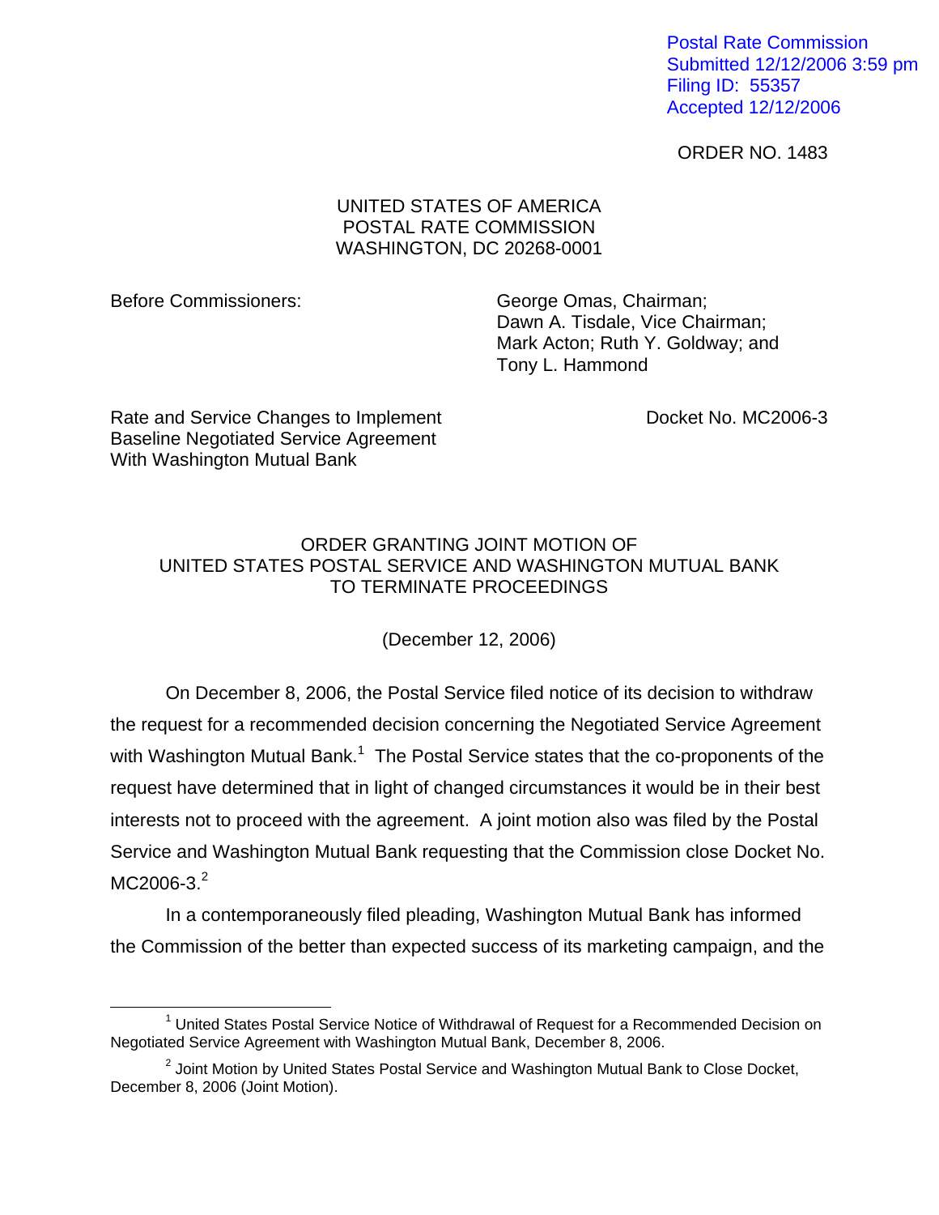Postal Rate Commission
Submitted 12/12/2006 3:59 pm
Filing ID: 55357
Accepted 12/12/2006

ORDER NO. 1483

UNITED STATES OF AMERICA
POSTAL RATE COMMISSION
WASHINGTON, DC 20268-0001

Before Commissioners:

George Omas, Chairman;
Dawn A. Tisdale, Vice Chairman;
Mark Acton; Ruth Y. Goldway; and
Tony L. Hammond

Rate and Service Changes to Implement Baseline Negotiated Service Agreement With Washington Mutual Bank

Docket No. MC2006-3

## ORDER GRANTING JOINT MOTION OF UNITED STATES POSTAL SERVICE AND WASHINGTON MUTUAL BANK TO TERMINATE PROCEEDINGS

(December 12, 2006)

On December 8, 2006, the Postal Service filed notice of its decision to withdraw the request for a recommended decision concerning the Negotiated Service Agreement with Washington Mutual Bank.[1] The Postal Service states that the co-proponents of the request have determined that in light of changed circumstances it would be in their best interests not to proceed with the agreement. A joint motion also was filed by the Postal Service and Washington Mutual Bank requesting that the Commission close Docket No. MC2006-3.[2]

In a contemporaneously filed pleading, Washington Mutual Bank has informed the Commission of the better than expected success of its marketing campaign, and the

[1] United States Postal Service Notice of Withdrawal of Request for a Recommended Decision on Negotiated Service Agreement with Washington Mutual Bank, December 8, 2006.

[2] Joint Motion by United States Postal Service and Washington Mutual Bank to Close Docket, December 8, 2006 (Joint Motion).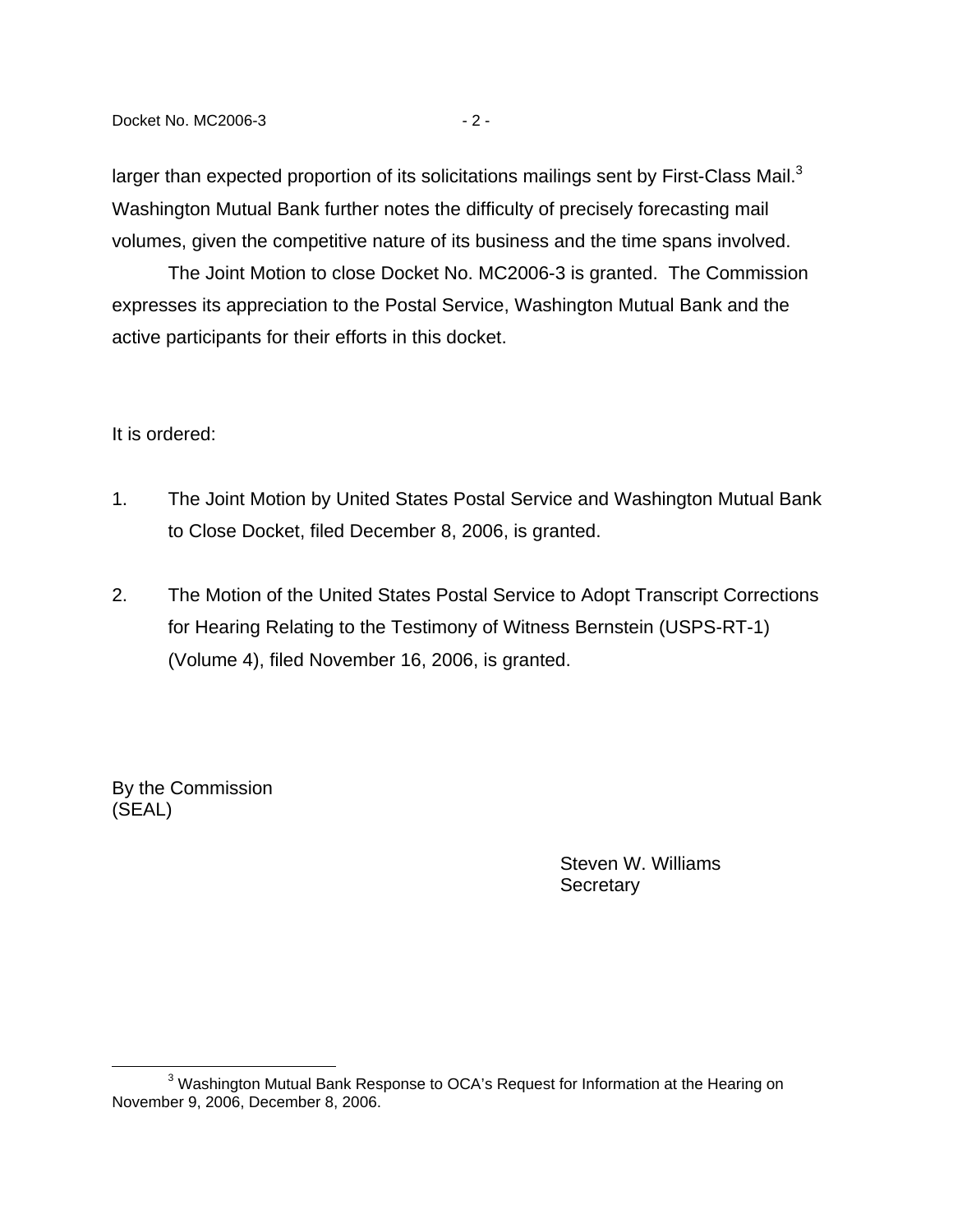larger than expected proportion of its solicitations mailings sent by First-Class Mail.[3] Washington Mutual Bank further notes the difficulty of precisely forecasting mail volumes, given the competitive nature of its business and the time spans involved.

The Joint Motion to close Docket No. MC2006-3 is granted. The Commission expresses its appreciation to the Postal Service, Washington Mutual Bank and the active participants for their efforts in this docket.

It is ordered:

1. The Joint Motion by United States Postal Service and Washington Mutual Bank to Close Docket, filed December 8, 2006, is granted.

2. The Motion of the United States Postal Service to Adopt Transcript Corrections for Hearing Relating to the Testimony of Witness Bernstein (USPS-RT-1) (Volume 4), filed November 16, 2006, is granted.

By the Commission
(SEAL)

Steven W. Williams
Secretary

[3] Washington Mutual Bank Response to OCA's Request for Information at the Hearing on November 9, 2006, December 8, 2006.